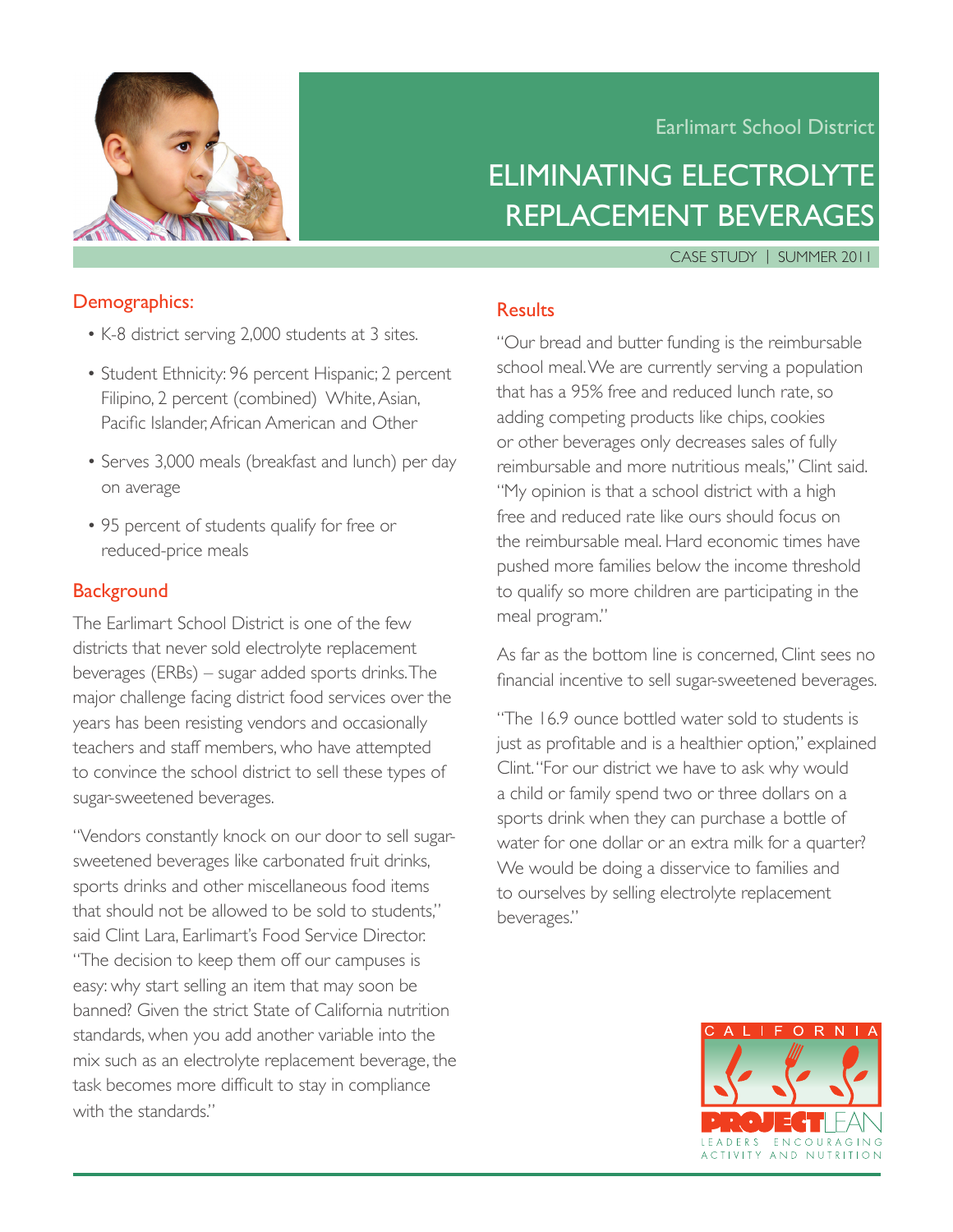Earlimart School District

# ELIMINATING ELECTROLYTE REPLACEMENT BEVERAGES

CASE STUDY | SUMMER 2011

## Demographics:

- K-8 district serving 2,000 students at 3 sites.
- Student Ethnicity: 96 percent Hispanic; 2 percent Filipino, 2 percent (combined) White, Asian, Pacific Islander, African American and Other
- Serves 3,000 meals (breakfast and lunch) per day on average
- 95 percent of students qualify for free or reduced-price meals

## Background

The Earlimart School District is one of the few districts that never sold electrolyte replacement beverages (ERBs) – sugar added sports drinks. The major challenge facing district food services over the years has been resisting vendors and occasionally teachers and staff members, who have attempted to convince the school district to sell these types of sugar-sweetened beverages.

"Vendors constantly knock on our door to sell sugar-sweetened beverages like carbonated fruit drinks, sports drinks and other miscellaneous food items that should not be allowed to be sold to students," said Clint Lara, Earlimart's Food Service Director. "The decision to keep them off our campuses is easy: why start selling an item that may soon be banned? Given the strict State of California nutrition standards, when you add another variable into the mix such as an electrolyte replacement beverage, the task becomes more difficult to stay in compliance with the standards."

## Results

"Our bread and butter funding is the reimbursable school meal. We are currently serving a population that has a 95% free and reduced lunch rate, so adding competing products like chips, cookies or other beverages only decreases sales of fully reimbursable and more nutritious meals," Clint said. "My opinion is that a school district with a high free and reduced rate like ours should focus on the reimbursable meal. Hard economic times have pushed more families below the income threshold to qualify so more children are participating in the meal program."

As far as the bottom line is concerned, Clint sees no financial incentive to sell sugar-sweetened beverages.

"The 16.9 ounce bottled water sold to students is just as profitable and is a healthier option," explained Clint. "For our district we have to ask why would a child or family spend two or three dollars on a sports drink when they can purchase a bottle of water for one dollar or an extra milk for a quarter? We would be doing a disservice to families and to ourselves by selling electrolyte replacement beverages."

CALIFORNIA PROJECT LEAN
LEADERS ENCOURAGING ACTIVITY AND NUTRITION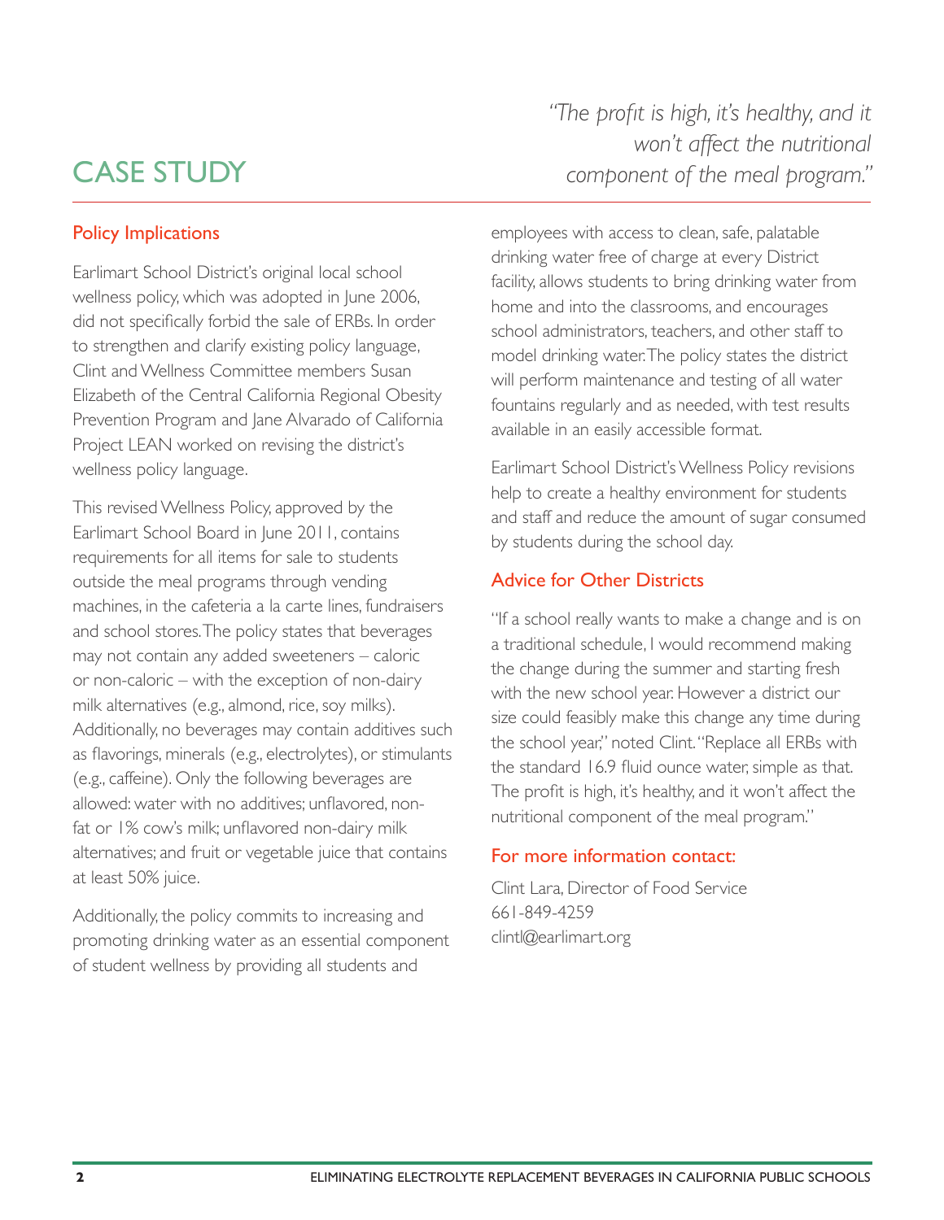# CASE STUDY

*"The profit is high, it's healthy, and it won't affect the nutritional component of the meal program."*

## Policy Implications

Earlimart School District's original local school wellness policy, which was adopted in June 2006, did not specifically forbid the sale of ERBs. In order to strengthen and clarify existing policy language, Clint and Wellness Committee members Susan Elizabeth of the Central California Regional Obesity Prevention Program and Jane Alvarado of California Project LEAN worked on revising the district's wellness policy language.

This revised Wellness Policy, approved by the Earlimart School Board in June 2011, contains requirements for all items for sale to students outside the meal programs through vending machines, in the cafeteria a la carte lines, fundraisers and school stores. The policy states that beverages may not contain any added sweeteners – caloric or non-caloric – with the exception of non-dairy milk alternatives (e.g., almond, rice, soy milks). Additionally, no beverages may contain additives such as flavorings, minerals (e.g., electrolytes), or stimulants (e.g., caffeine). Only the following beverages are allowed: water with no additives; unflavored, non-fat or 1% cow's milk; unflavored non-dairy milk alternatives; and fruit or vegetable juice that contains at least 50% juice.

Additionally, the policy commits to increasing and promoting drinking water as an essential component of student wellness by providing all students and employees with access to clean, safe, palatable drinking water free of charge at every District facility, allows students to bring drinking water from home and into the classrooms, and encourages school administrators, teachers, and other staff to model drinking water. The policy states the district will perform maintenance and testing of all water fountains regularly and as needed, with test results available in an easily accessible format.

Earlimart School District's Wellness Policy revisions help to create a healthy environment for students and staff and reduce the amount of sugar consumed by students during the school day.

## Advice for Other Districts

"If a school really wants to make a change and is on a traditional schedule, I would recommend making the change during the summer and starting fresh with the new school year. However a district our size could feasibly make this change any time during the school year," noted Clint. "Replace all ERBs with the standard 16.9 fluid ounce water, simple as that. The profit is high, it's healthy, and it won't affect the nutritional component of the meal program."

## For more information contact:

Clint Lara, Director of Food Service
661-849-4259
clintl@earlimart.org